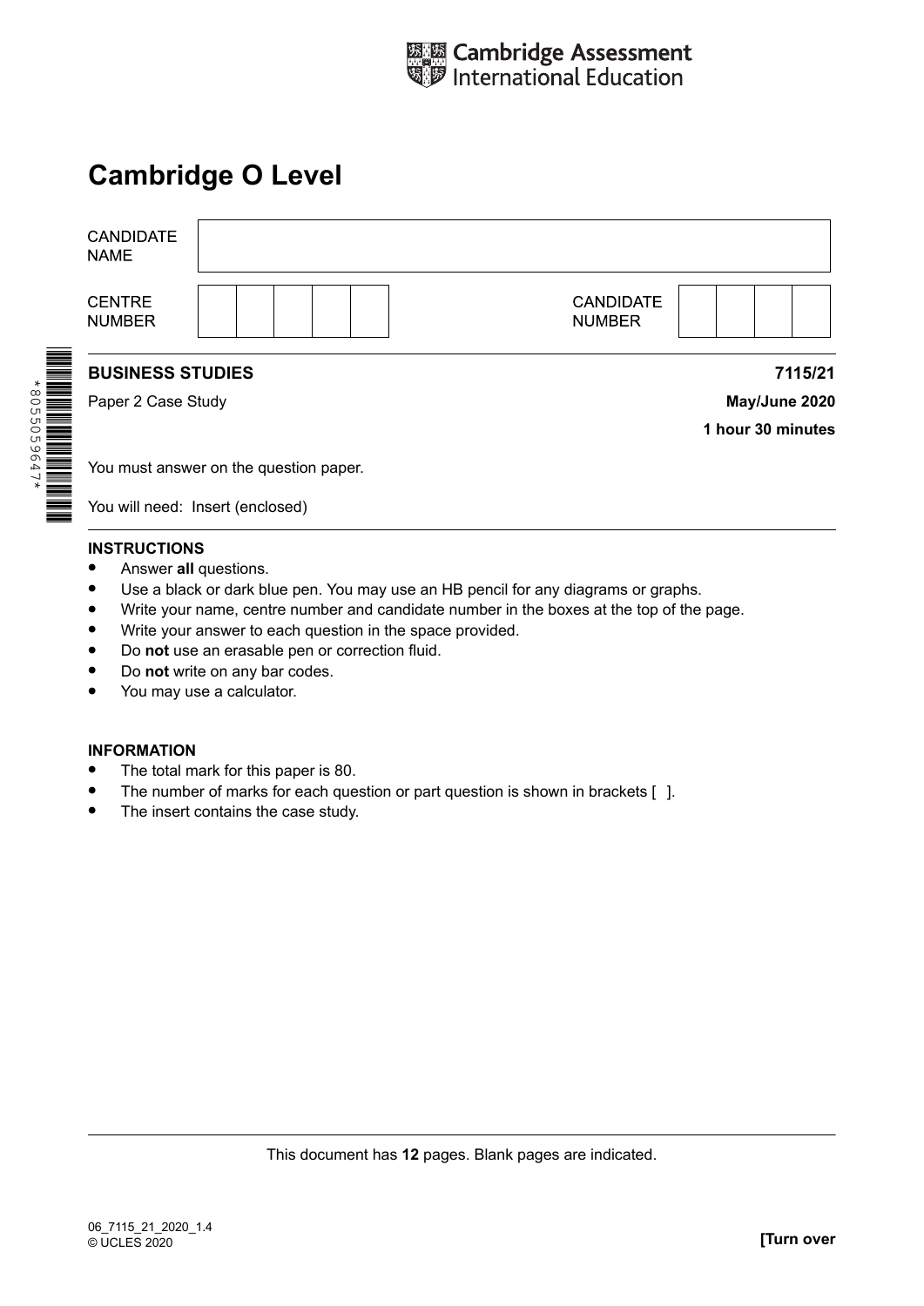Cambridge Assessment International Education

# Cambridge O Level

| CANDIDATE NAME | |
|---|---|
| CENTRE NUMBER | |
| CANDIDATE NUMBER | |

*8055059647*

**BUSINESS STUDIES** **7115/21**

Paper 2 Case Study **May/June 2020**

**1 hour 30 minutes**

You must answer on the question paper.

You will need: Insert (enclosed)

**INSTRUCTIONS**

- Answer **all** questions.
- Use a black or dark blue pen. You may use an HB pencil for any diagrams or graphs.
- Write your name, centre number and candidate number in the boxes at the top of the page.
- Write your answer to each question in the space provided.
- Do **not** use an erasable pen or correction fluid.
- Do **not** write on any bar codes.
- You may use a calculator.

**INFORMATION**

- The total mark for this paper is 80.
- The number of marks for each question or part question is shown in brackets [ ].
- The insert contains the case study.

This document has **12** pages. Blank pages are indicated.

06_7115_21_2020_1.4
© UCLES 2020

**[Turn over**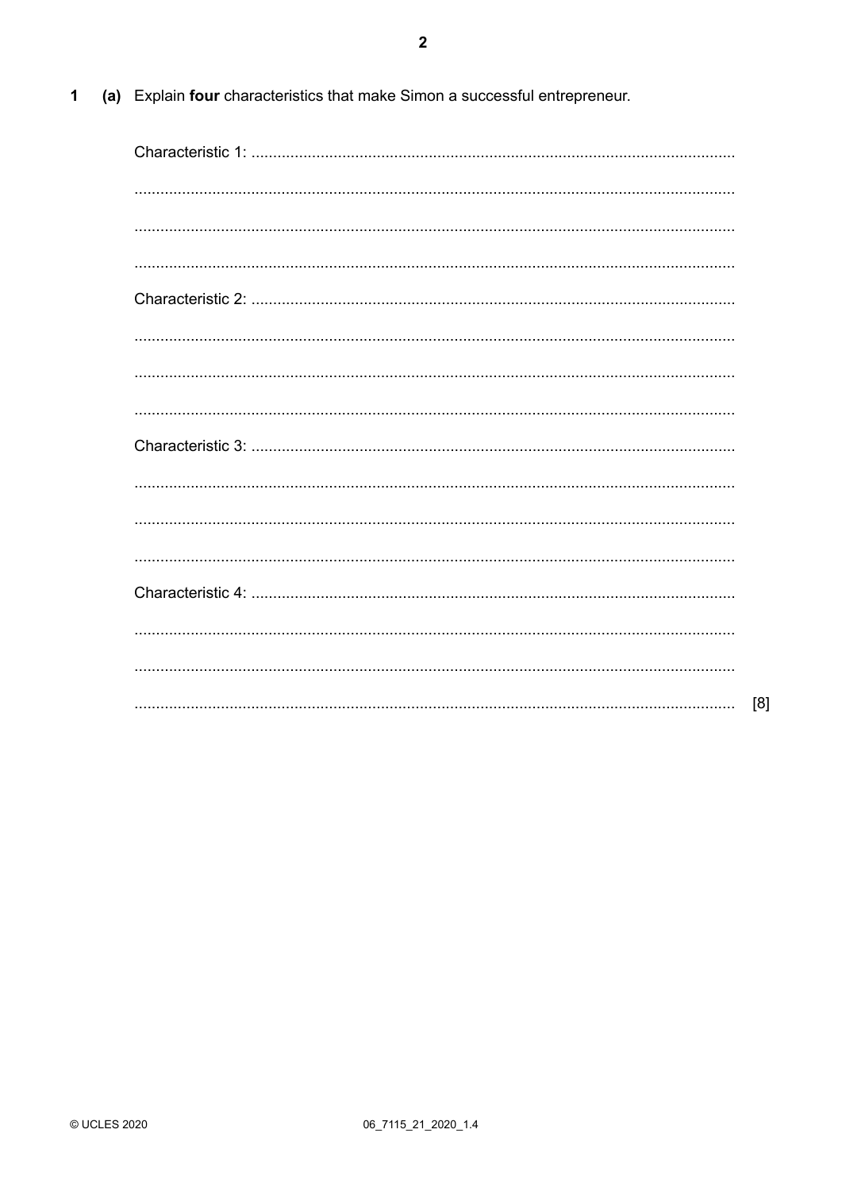1 (a) Explain **four** characteristics that make Simon a successful entrepreneur.

Characteristic 1: ..........................................................................................................

..........................................................................................................

..........................................................................................................

..........................................................................................................

Characteristic 2: ..........................................................................................................

..........................................................................................................

..........................................................................................................

..........................................................................................................

Characteristic 3: ..........................................................................................................

..........................................................................................................

..........................................................................................................

..........................................................................................................

Characteristic 4: ..........................................................................................................

..........................................................................................................

..........................................................................................................

.......................................................................................................... [8]

© UCLES 2020 06_7115_21_2020_1.4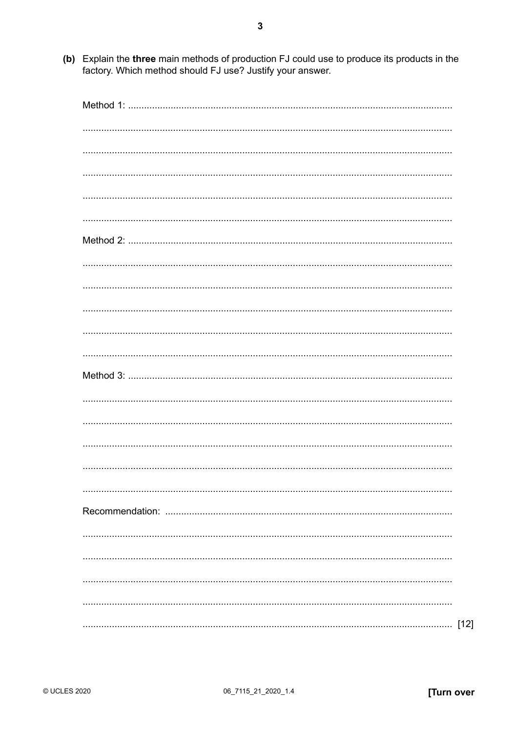**(b)** Explain the **three** main methods of production FJ could use to produce its products in the factory. Which method should FJ use? Justify your answer.

Method 1: ..........................................................................................................................

..........................................................................................................................

..........................................................................................................................

..........................................................................................................................

..........................................................................................................................

..........................................................................................................................

Method 2: ..........................................................................................................................

..........................................................................................................................

..........................................................................................................................

..........................................................................................................................

..........................................................................................................................

..........................................................................................................................

Method 3: ..........................................................................................................................

..........................................................................................................................

..........................................................................................................................

..........................................................................................................................

..........................................................................................................................

..........................................................................................................................

Recommendation: ..........................................................................................................

..........................................................................................................................

..........................................................................................................................

..........................................................................................................................

..........................................................................................................................

.......................................................................................................................... [12]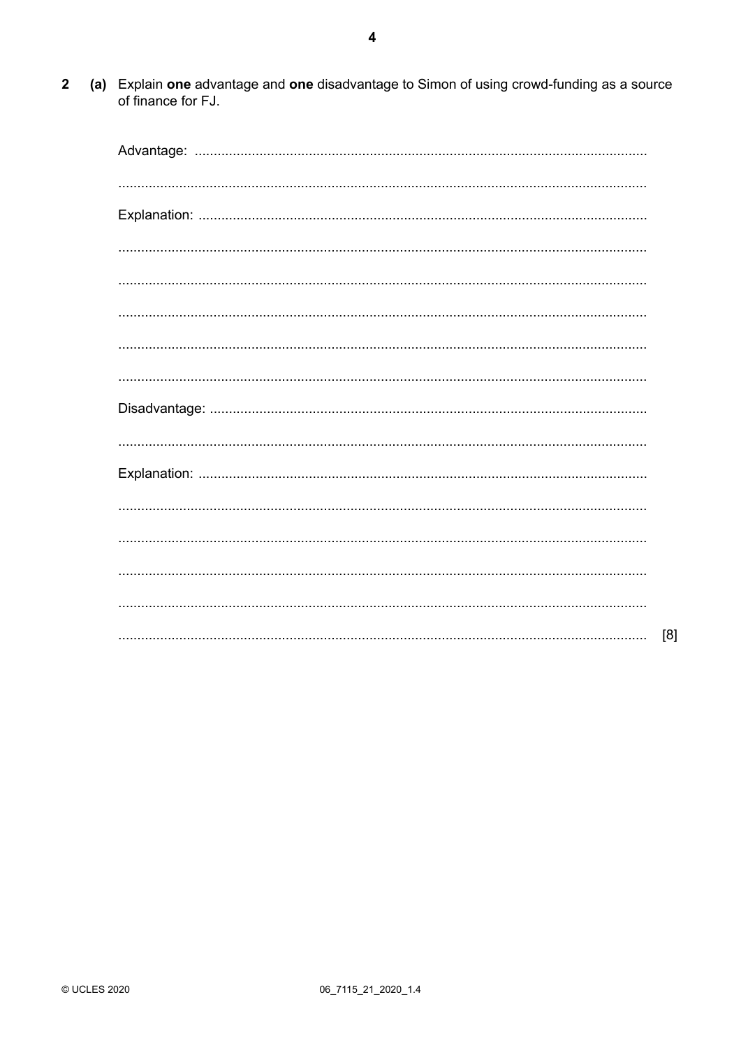**2** **(a)** Explain **one** advantage and **one** disadvantage to Simon of using crowd-funding as a source of finance for FJ.

Advantage: ..........................................................................................................................

..........................................................................................................................

Explanation: ..........................................................................................................................

..........................................................................................................................

..........................................................................................................................

..........................................................................................................................

..........................................................................................................................

..........................................................................................................................

Disadvantage: ..........................................................................................................................

..........................................................................................................................

Explanation: ..........................................................................................................................

..........................................................................................................................

..........................................................................................................................

..........................................................................................................................

..........................................................................................................................

.......................................................................................................................... [8]

06_7115_21_2020_1.4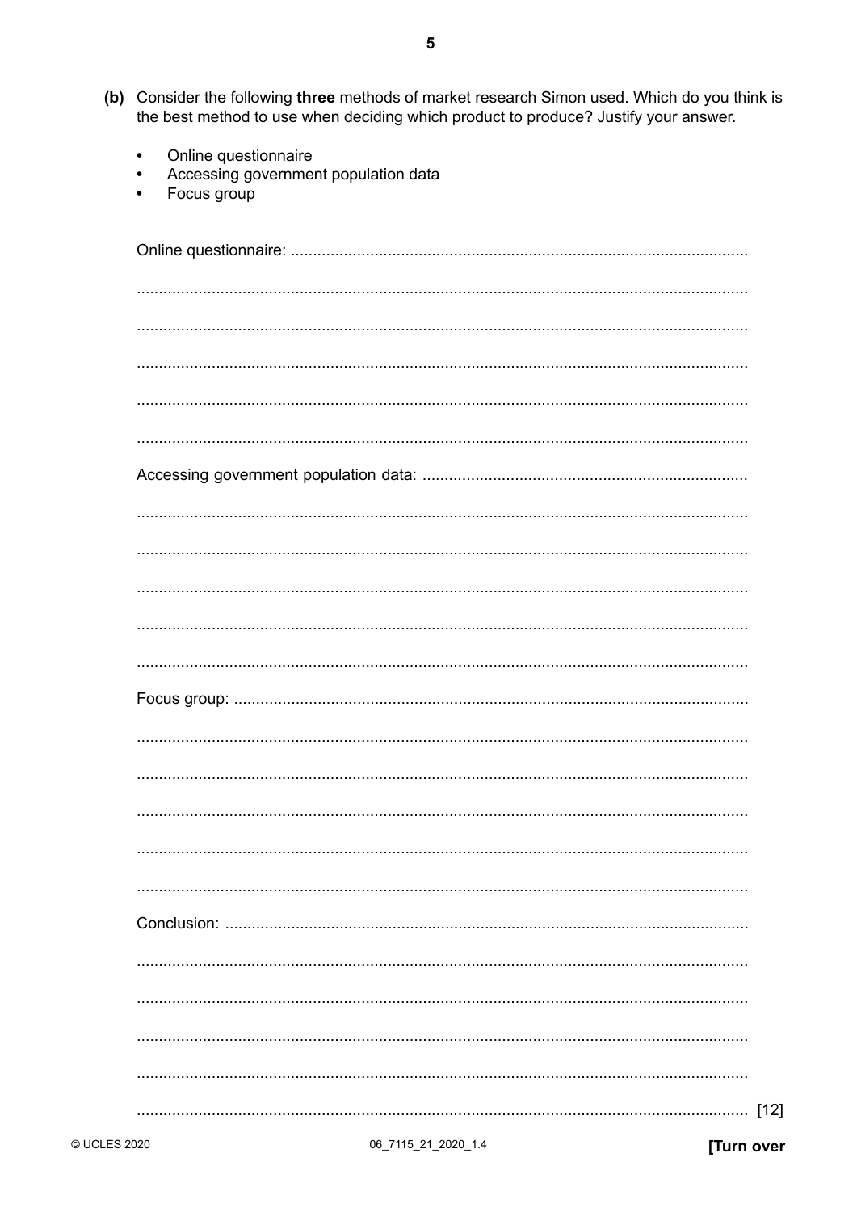**(b)** Consider the following **three** methods of market research Simon used. Which do you think is the best method to use when deciding which product to produce? Justify your answer.

- Online questionnaire
- Accessing government population data
- Focus group

Online questionnaire: ...........................................................................................................

.......................................................................................................................................

.......................................................................................................................................

.......................................................................................................................................

.......................................................................................................................................

.......................................................................................................................................

Accessing government population data: ...............................................................................

.......................................................................................................................................

.......................................................................................................................................

.......................................................................................................................................

.......................................................................................................................................

.......................................................................................................................................

Focus group: .........................................................................................................................

.......................................................................................................................................

.......................................................................................................................................

.......................................................................................................................................

.......................................................................................................................................

.......................................................................................................................................

Conclusion: ...........................................................................................................................

.......................................................................................................................................

.......................................................................................................................................

.......................................................................................................................................

.......................................................................................................................................

....................................................................................................................................... [12]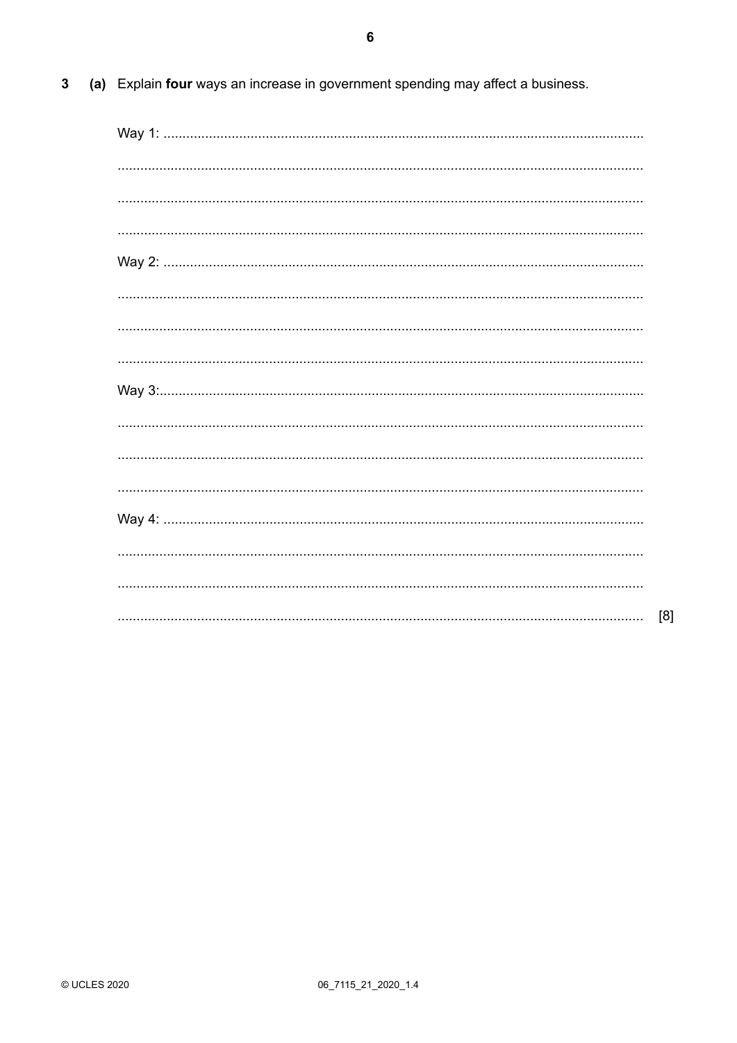**3** **(a)** Explain **four** ways an increase in government spending may affect a business.

Way 1: ..............................................................................................................................

..........................................................................................................................................

..........................................................................................................................................

..........................................................................................................................................

Way 2: ..............................................................................................................................

..........................................................................................................................................

..........................................................................................................................................

..........................................................................................................................................

Way 3: ..............................................................................................................................

..........................................................................................................................................

..........................................................................................................................................

..........................................................................................................................................

Way 4: ..............................................................................................................................

..........................................................................................................................................

..........................................................................................................................................

.......................................................................................................................................... [8]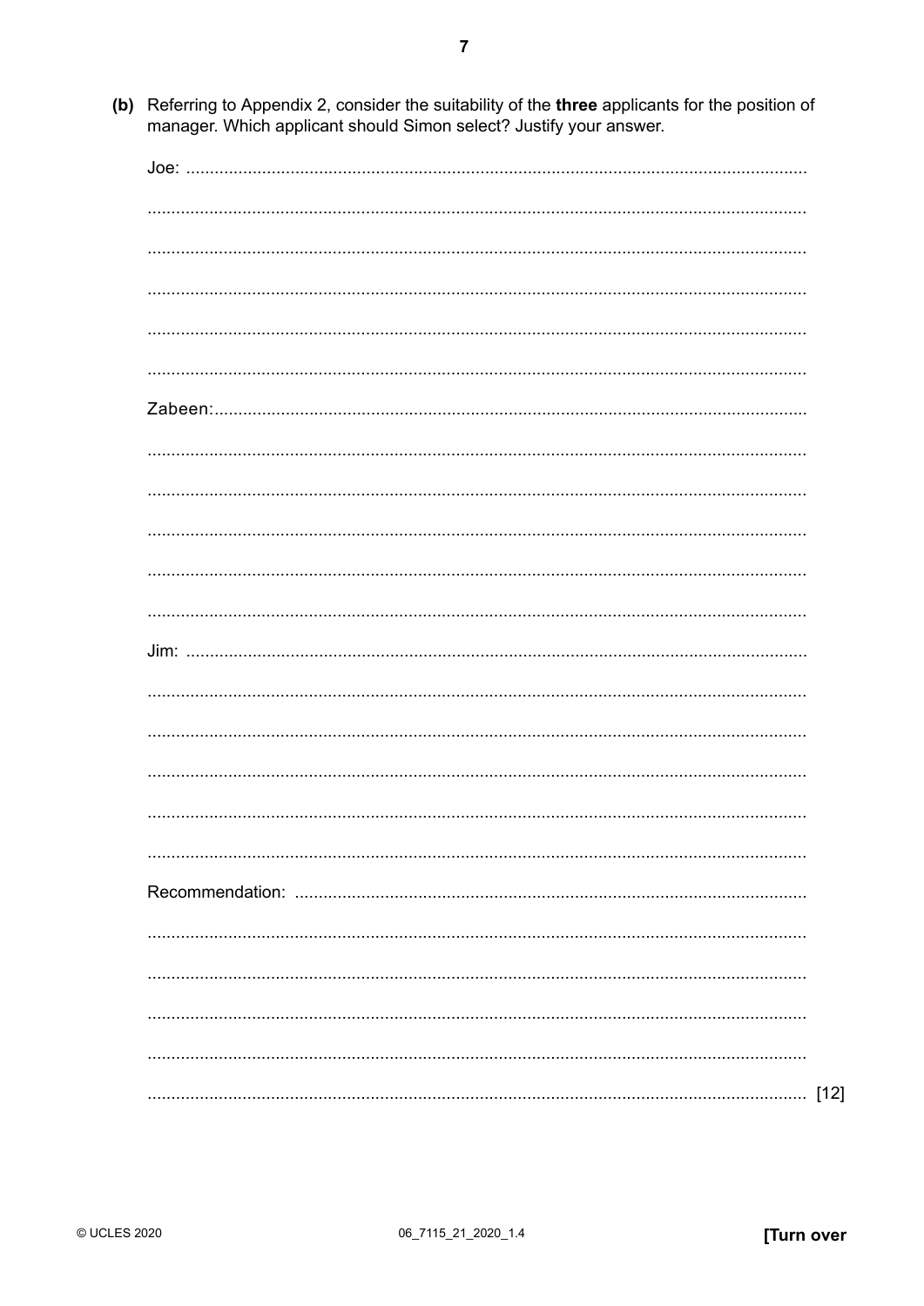(b) Referring to Appendix 2, consider the suitability of the **three** applicants for the position of manager. Which applicant should Simon select? Justify your answer.

Joe: ..........................................................................................................................

..........................................................................................................................

..........................................................................................................................

..........................................................................................................................

..........................................................................................................................

..........................................................................................................................

Zabeen: ..........................................................................................................................

..........................................................................................................................

..........................................................................................................................

..........................................................................................................................

..........................................................................................................................

..........................................................................................................................

Jim: ..........................................................................................................................

..........................................................................................................................

..........................................................................................................................

..........................................................................................................................

..........................................................................................................................

..........................................................................................................................

Recommendation: ..........................................................................................................................

..........................................................................................................................

..........................................................................................................................

..........................................................................................................................

..........................................................................................................................

.......................................................................................................................... [12]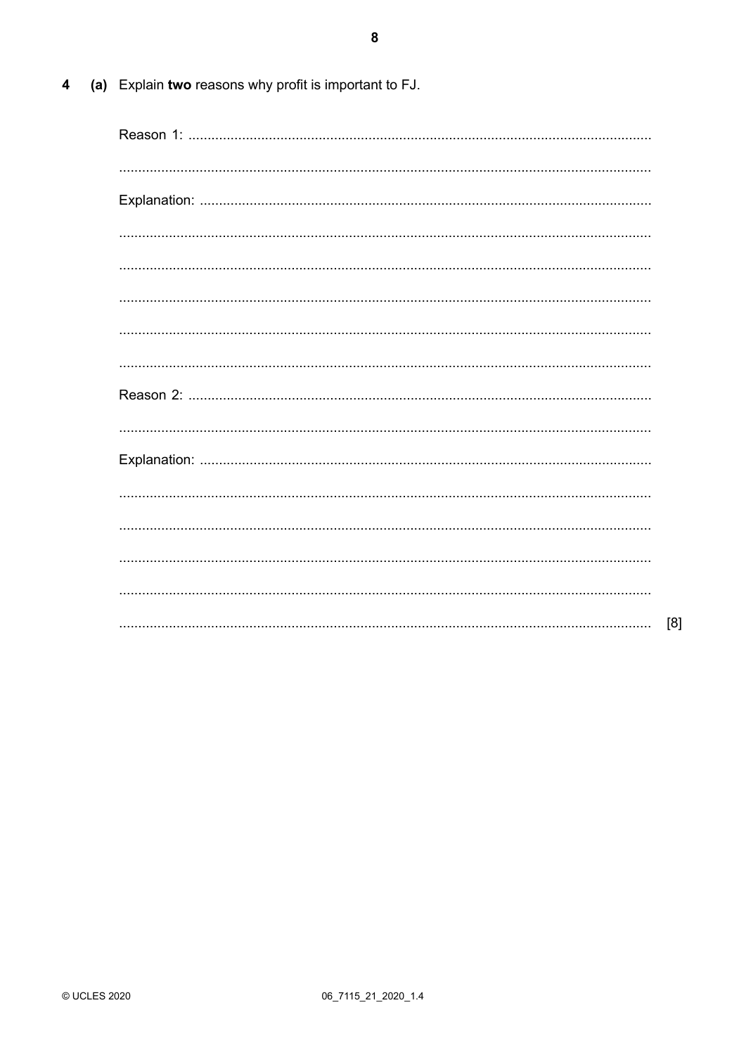4 (a) Explain **two** reasons why profit is important to FJ.

Reason 1: ..........................................................................................................................

..........................................................................................................................................

Explanation: ......................................................................................................................

..........................................................................................................................................

..........................................................................................................................................

..........................................................................................................................................

..........................................................................................................................................

..........................................................................................................................................

Reason 2: ..........................................................................................................................

..........................................................................................................................................

Explanation: ......................................................................................................................

..........................................................................................................................................

..........................................................................................................................................

..........................................................................................................................................

..........................................................................................................................................

.......................................................................................................................................... [8]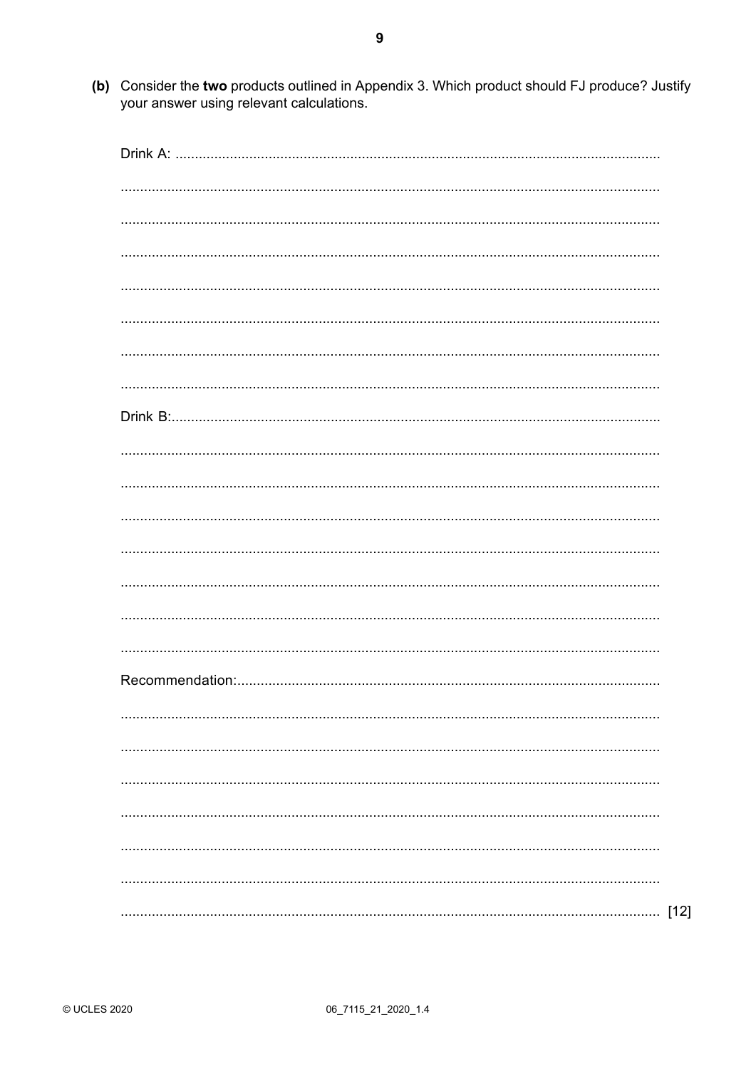(b) Consider the **two** products outlined in Appendix 3. Which product should FJ produce? Justify your answer using relevant calculations.

Drink A: ..............................................................................................................................

..............................................................................................................................

..............................................................................................................................

..............................................................................................................................

..............................................................................................................................

..............................................................................................................................

..............................................................................................................................

..............................................................................................................................

Drink B:..............................................................................................................................

..............................................................................................................................

..............................................................................................................................

..............................................................................................................................

..............................................................................................................................

..............................................................................................................................

..............................................................................................................................

..............................................................................................................................

Recommendation:..............................................................................................................

..............................................................................................................................

..............................................................................................................................

..............................................................................................................................

..............................................................................................................................

..............................................................................................................................

..............................................................................................................................

.............................................................................................................................. [12]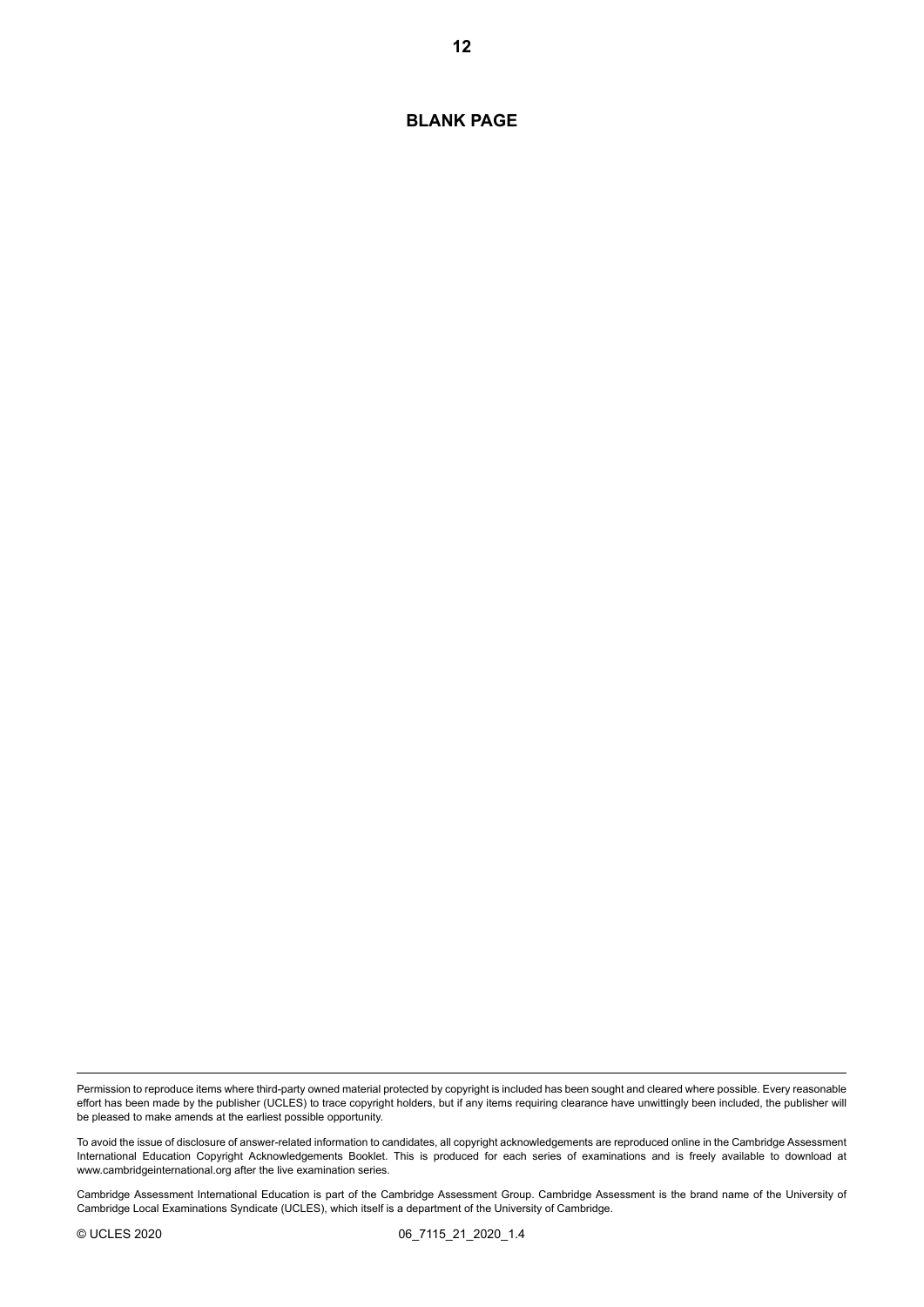**BLANK PAGE**

Permission to reproduce items where third-party owned material protected by copyright is included has been sought and cleared where possible. Every reasonable effort has been made by the publisher (UCLES) to trace copyright holders, but if any items requiring clearance have unwittingly been included, the publisher will be pleased to make amends at the earliest possible opportunity.

To avoid the issue of disclosure of answer-related information to candidates, all copyright acknowledgements are reproduced online in the Cambridge Assessment International Education Copyright Acknowledgements Booklet. This is produced for each series of examinations and is freely available to download at www.cambridgeinternational.org after the live examination series.

Cambridge Assessment International Education is part of the Cambridge Assessment Group. Cambridge Assessment is the brand name of the University of Cambridge Local Examinations Syndicate (UCLES), which itself is a department of the University of Cambridge.

© UCLES 2020 06_7115_21_2020_1.4